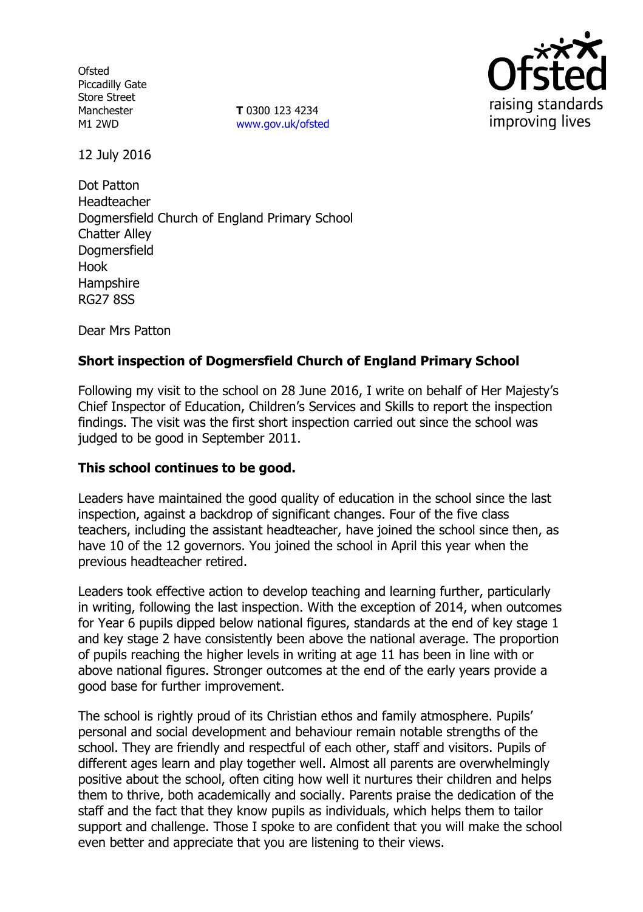Ofsted
Piccadilly Gate
Store Street
Manchester
M1 2WD

**T** 0300 123 4234
www.gov.uk/ofsted

12 July 2016

Dot Patton
Headteacher
Dogmersfield Church of England Primary School
Chatter Alley
Dogmersfield
Hook
Hampshire
RG27 8SS

Dear Mrs Patton

**Short inspection of Dogmersfield Church of England Primary School**

Following my visit to the school on 28 June 2016, I write on behalf of Her Majesty's Chief Inspector of Education, Children's Services and Skills to report the inspection findings. The visit was the first short inspection carried out since the school was judged to be good in September 2011.

**This school continues to be good.**

Leaders have maintained the good quality of education in the school since the last inspection, against a backdrop of significant changes. Four of the five class teachers, including the assistant headteacher, have joined the school since then, as have 10 of the 12 governors. You joined the school in April this year when the previous headteacher retired.

Leaders took effective action to develop teaching and learning further, particularly in writing, following the last inspection. With the exception of 2014, when outcomes for Year 6 pupils dipped below national figures, standards at the end of key stage 1 and key stage 2 have consistently been above the national average. The proportion of pupils reaching the higher levels in writing at age 11 has been in line with or above national figures. Stronger outcomes at the end of the early years provide a good base for further improvement.

The school is rightly proud of its Christian ethos and family atmosphere. Pupils' personal and social development and behaviour remain notable strengths of the school. They are friendly and respectful of each other, staff and visitors. Pupils of different ages learn and play together well. Almost all parents are overwhelmingly positive about the school, often citing how well it nurtures their children and helps them to thrive, both academically and socially. Parents praise the dedication of the staff and the fact that they know pupils as individuals, which helps them to tailor support and challenge. Those I spoke to are confident that you will make the school even better and appreciate that you are listening to their views.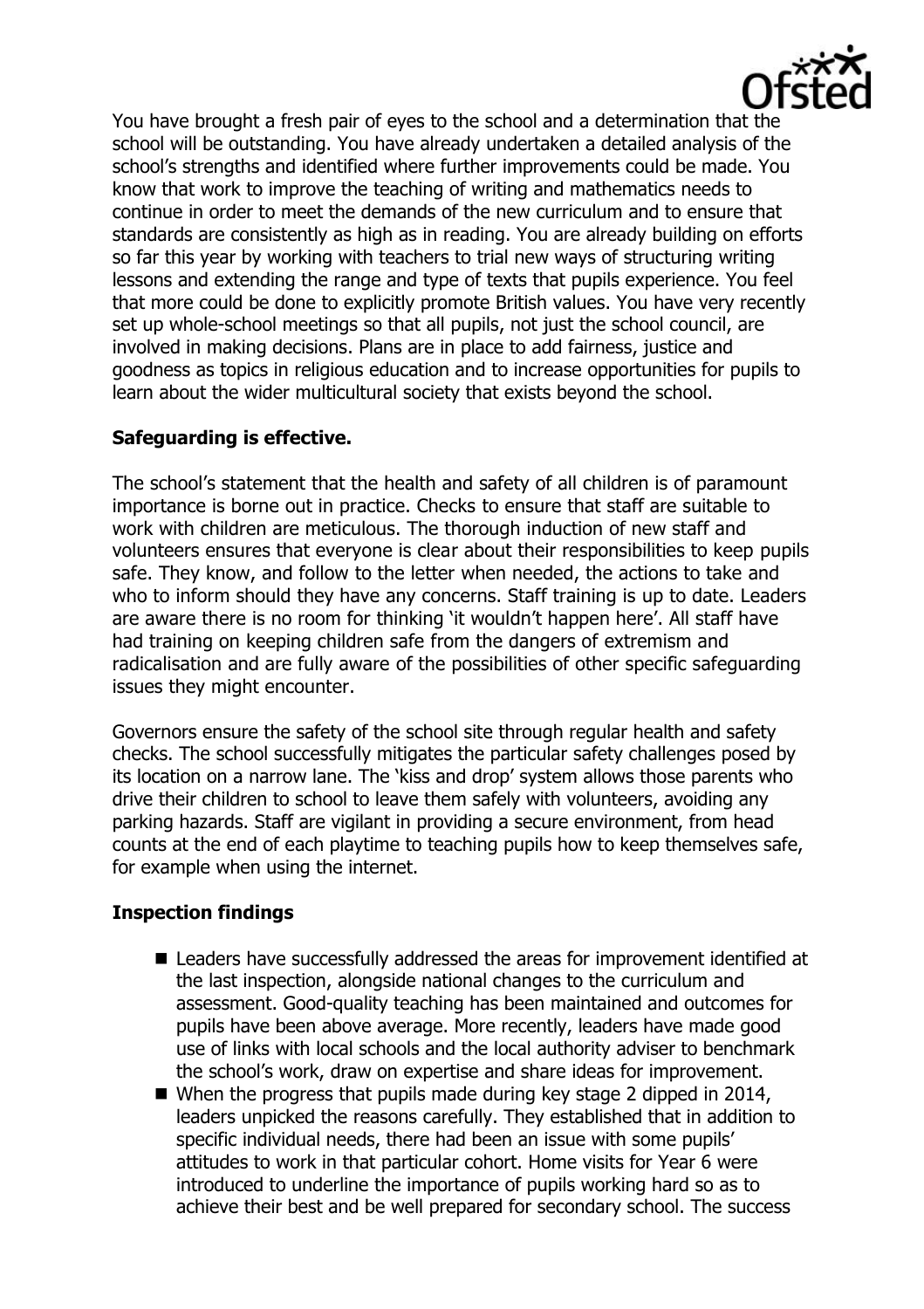You have brought a fresh pair of eyes to the school and a determination that the school will be outstanding. You have already undertaken a detailed analysis of the school's strengths and identified where further improvements could be made. You know that work to improve the teaching of writing and mathematics needs to continue in order to meet the demands of the new curriculum and to ensure that standards are consistently as high as in reading. You are already building on efforts so far this year by working with teachers to trial new ways of structuring writing lessons and extending the range and type of texts that pupils experience. You feel that more could be done to explicitly promote British values. You have very recently set up whole-school meetings so that all pupils, not just the school council, are involved in making decisions. Plans are in place to add fairness, justice and goodness as topics in religious education and to increase opportunities for pupils to learn about the wider multicultural society that exists beyond the school.

**Safeguarding is effective.**

The school's statement that the health and safety of all children is of paramount importance is borne out in practice. Checks to ensure that staff are suitable to work with children are meticulous. The thorough induction of new staff and volunteers ensures that everyone is clear about their responsibilities to keep pupils safe. They know, and follow to the letter when needed, the actions to take and who to inform should they have any concerns. Staff training is up to date. Leaders are aware there is no room for thinking 'it wouldn't happen here'. All staff have had training on keeping children safe from the dangers of extremism and radicalisation and are fully aware of the possibilities of other specific safeguarding issues they might encounter.

Governors ensure the safety of the school site through regular health and safety checks. The school successfully mitigates the particular safety challenges posed by its location on a narrow lane. The 'kiss and drop' system allows those parents who drive their children to school to leave them safely with volunteers, avoiding any parking hazards. Staff are vigilant in providing a secure environment, from head counts at the end of each playtime to teaching pupils how to keep themselves safe, for example when using the internet.

**Inspection findings**

- Leaders have successfully addressed the areas for improvement identified at the last inspection, alongside national changes to the curriculum and assessment. Good-quality teaching has been maintained and outcomes for pupils have been above average. More recently, leaders have made good use of links with local schools and the local authority adviser to benchmark the school's work, draw on expertise and share ideas for improvement.
- When the progress that pupils made during key stage 2 dipped in 2014, leaders unpicked the reasons carefully. They established that in addition to specific individual needs, there had been an issue with some pupils' attitudes to work in that particular cohort. Home visits for Year 6 were introduced to underline the importance of pupils working hard so as to achieve their best and be well prepared for secondary school. The success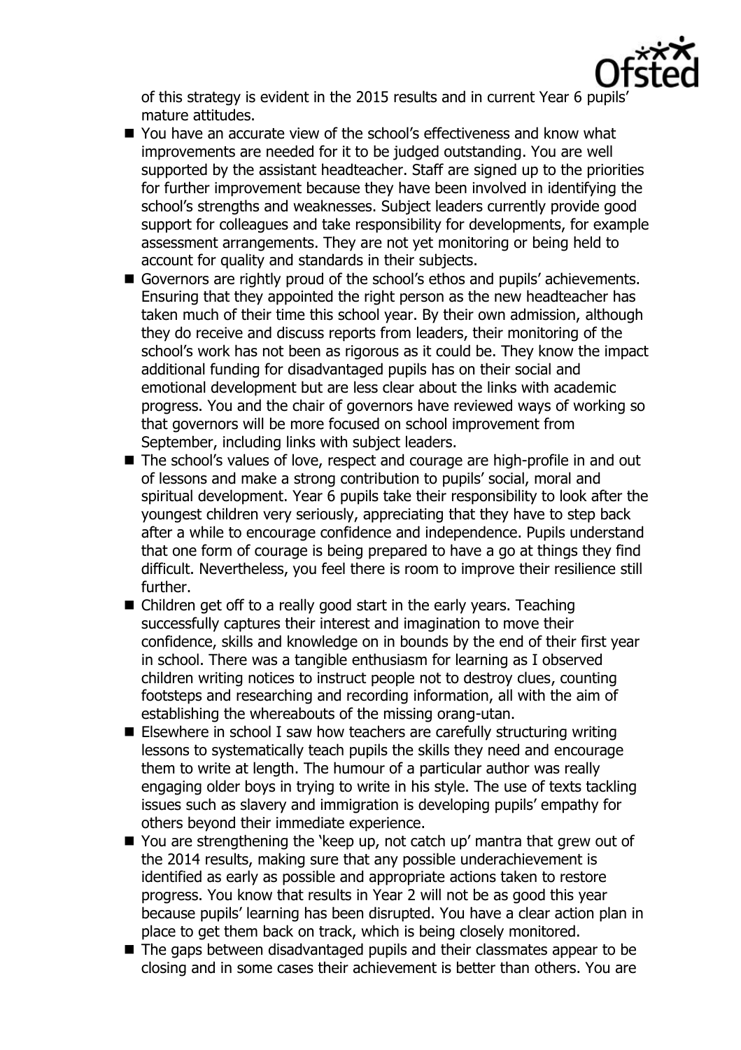of this strategy is evident in the 2015 results and in current Year 6 pupils' mature attitudes.

- You have an accurate view of the school's effectiveness and know what improvements are needed for it to be judged outstanding. You are well supported by the assistant headteacher. Staff are signed up to the priorities for further improvement because they have been involved in identifying the school's strengths and weaknesses. Subject leaders currently provide good support for colleagues and take responsibility for developments, for example assessment arrangements. They are not yet monitoring or being held to account for quality and standards in their subjects.
- Governors are rightly proud of the school's ethos and pupils' achievements. Ensuring that they appointed the right person as the new headteacher has taken much of their time this school year. By their own admission, although they do receive and discuss reports from leaders, their monitoring of the school's work has not been as rigorous as it could be. They know the impact additional funding for disadvantaged pupils has on their social and emotional development but are less clear about the links with academic progress. You and the chair of governors have reviewed ways of working so that governors will be more focused on school improvement from September, including links with subject leaders.
- The school's values of love, respect and courage are high-profile in and out of lessons and make a strong contribution to pupils' social, moral and spiritual development. Year 6 pupils take their responsibility to look after the youngest children very seriously, appreciating that they have to step back after a while to encourage confidence and independence. Pupils understand that one form of courage is being prepared to have a go at things they find difficult. Nevertheless, you feel there is room to improve their resilience still further.
- Children get off to a really good start in the early years. Teaching successfully captures their interest and imagination to move their confidence, skills and knowledge on in bounds by the end of their first year in school. There was a tangible enthusiasm for learning as I observed children writing notices to instruct people not to destroy clues, counting footsteps and researching and recording information, all with the aim of establishing the whereabouts of the missing orang-utan.
- Elsewhere in school I saw how teachers are carefully structuring writing lessons to systematically teach pupils the skills they need and encourage them to write at length. The humour of a particular author was really engaging older boys in trying to write in his style. The use of texts tackling issues such as slavery and immigration is developing pupils' empathy for others beyond their immediate experience.
- You are strengthening the 'keep up, not catch up' mantra that grew out of the 2014 results, making sure that any possible underachievement is identified as early as possible and appropriate actions taken to restore progress. You know that results in Year 2 will not be as good this year because pupils' learning has been disrupted. You have a clear action plan in place to get them back on track, which is being closely monitored.
- The gaps between disadvantaged pupils and their classmates appear to be closing and in some cases their achievement is better than others. You are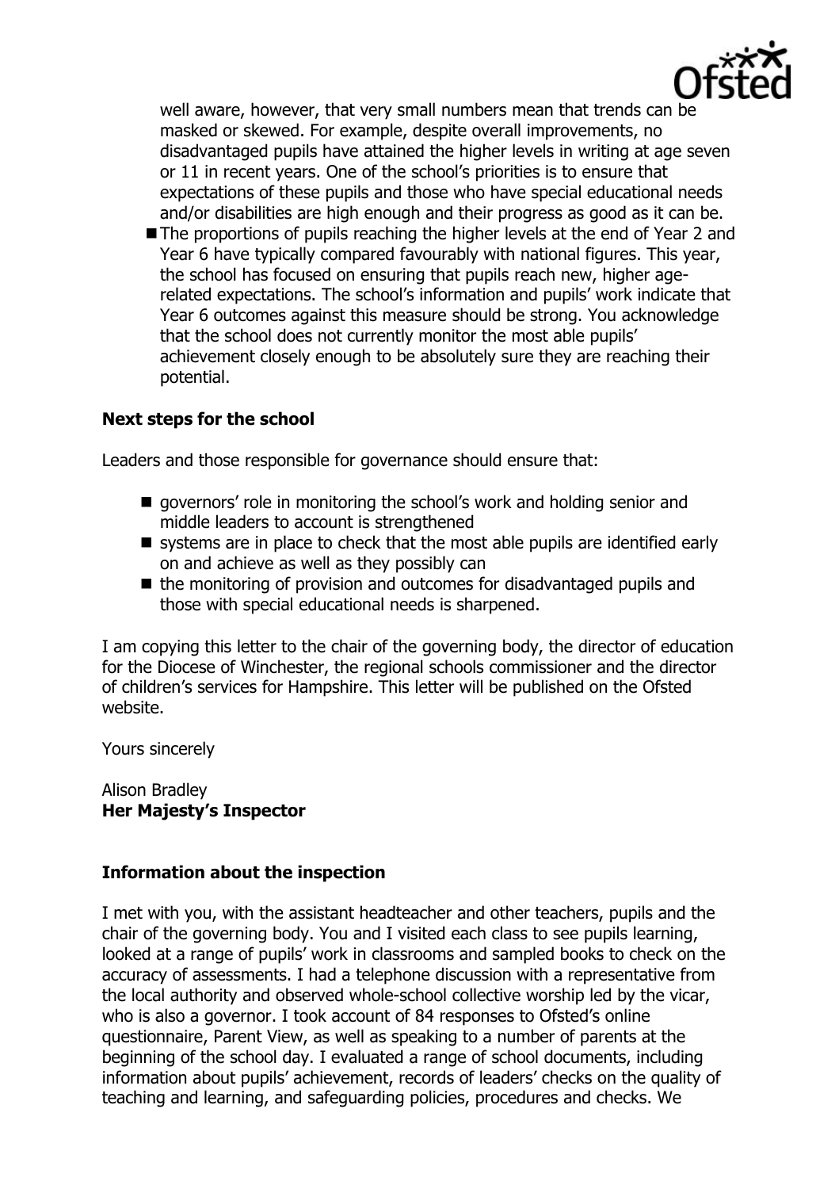well aware, however, that very small numbers mean that trends can be masked or skewed. For example, despite overall improvements, no disadvantaged pupils have attained the higher levels in writing at age seven or 11 in recent years. One of the school's priorities is to ensure that expectations of these pupils and those who have special educational needs and/or disabilities are high enough and their progress as good as it can be.

- The proportions of pupils reaching the higher levels at the end of Year 2 and Year 6 have typically compared favourably with national figures. This year, the school has focused on ensuring that pupils reach new, higher age-related expectations. The school's information and pupils' work indicate that Year 6 outcomes against this measure should be strong. You acknowledge that the school does not currently monitor the most able pupils' achievement closely enough to be absolutely sure they are reaching their potential.

**Next steps for the school**

Leaders and those responsible for governance should ensure that:

- governors' role in monitoring the school's work and holding senior and middle leaders to account is strengthened
- systems are in place to check that the most able pupils are identified early on and achieve as well as they possibly can
- the monitoring of provision and outcomes for disadvantaged pupils and those with special educational needs is sharpened.

I am copying this letter to the chair of the governing body, the director of education for the Diocese of Winchester, the regional schools commissioner and the director of children's services for Hampshire. This letter will be published on the Ofsted website.

Yours sincerely

Alison Bradley
**Her Majesty's Inspector**

**Information about the inspection**

I met with you, with the assistant headteacher and other teachers, pupils and the chair of the governing body. You and I visited each class to see pupils learning, looked at a range of pupils' work in classrooms and sampled books to check on the accuracy of assessments. I had a telephone discussion with a representative from the local authority and observed whole-school collective worship led by the vicar, who is also a governor. I took account of 84 responses to Ofsted's online questionnaire, Parent View, as well as speaking to a number of parents at the beginning of the school day. I evaluated a range of school documents, including information about pupils' achievement, records of leaders' checks on the quality of teaching and learning, and safeguarding policies, procedures and checks. We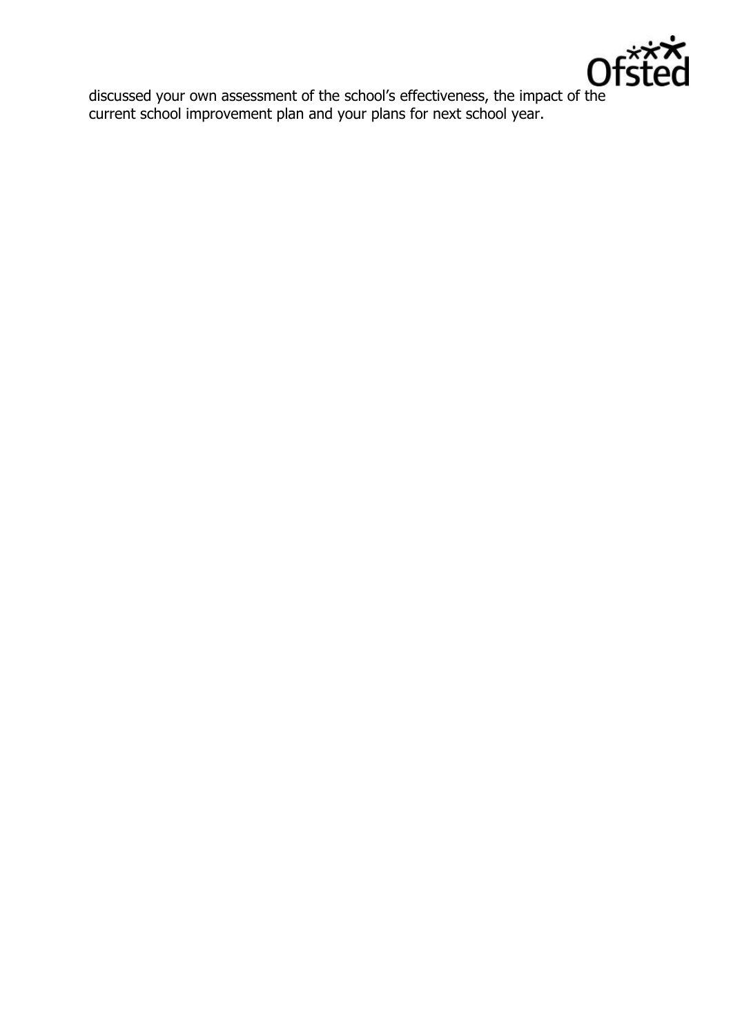discussed your own assessment of the school's effectiveness, the impact of the current school improvement plan and your plans for next school year.